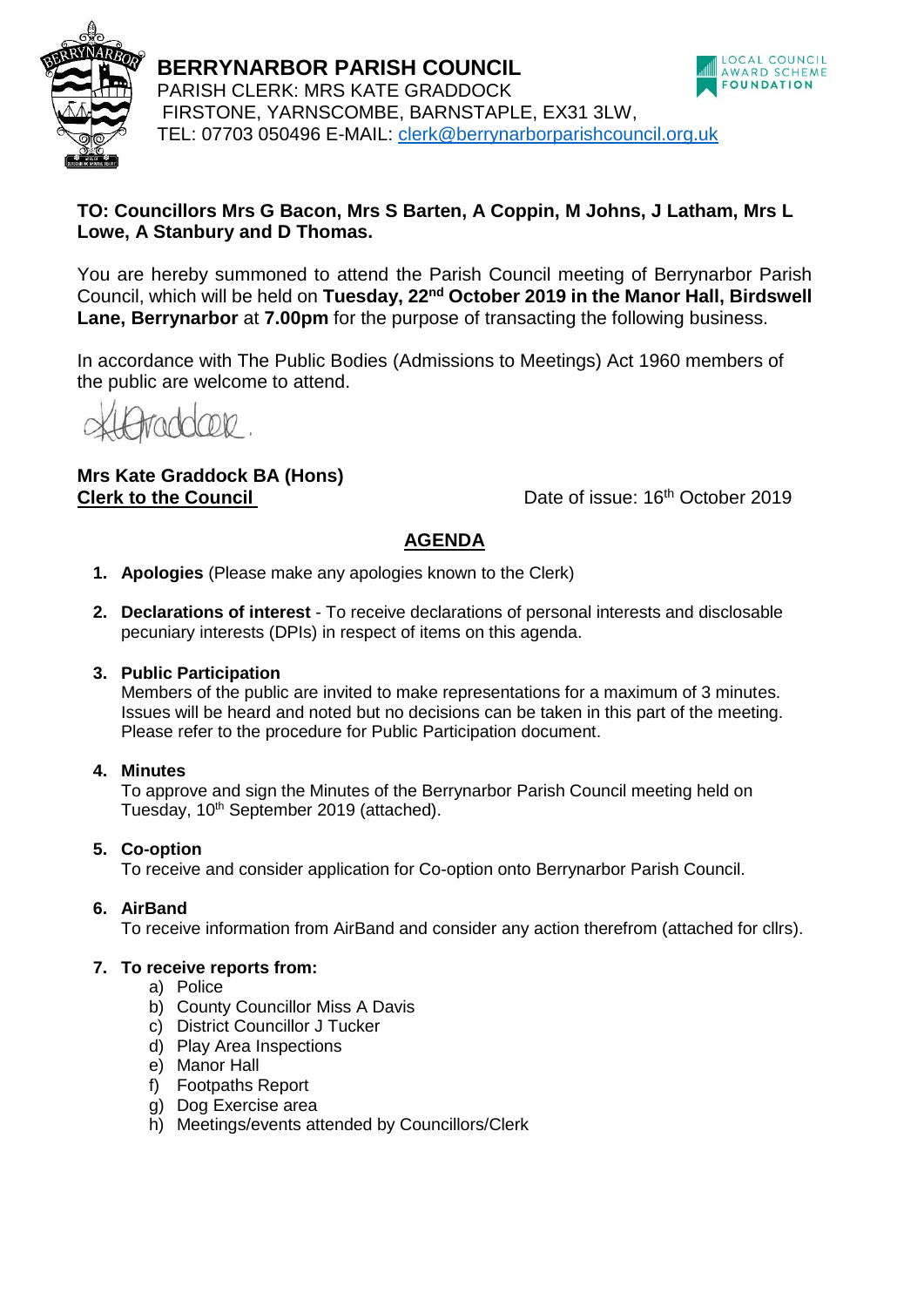# BERRYNARBOR PARISH COUNCIL

PARISH CLERK: MRS KATE GRADDOCK
FIRSTONE, YARNSCOMBE, BARNSTAPLE, EX31 3LW,
TEL: 07703 050496 E-MAIL: clerk@berrynarborparishcouncil.org.uk

LOCAL COUNCIL AWARD SCHEME FOUNDATION

**TO: Councillors Mrs G Bacon, Mrs S Barten, A Coppin, M Johns, J Latham, Mrs L Lowe, A Stanbury and D Thomas.**

You are hereby summoned to attend the Parish Council meeting of Berrynarbor Parish Council, which will be held on **Tuesday, 22nd October 2019 in the Manor Hall, Birdswell Lane, Berrynarbor** at **7.00pm** for the purpose of transacting the following business.

In accordance with The Public Bodies (Admissions to Meetings) Act 1960 members of the public are welcome to attend.

KGraddock.

**Mrs Kate Graddock BA (Hons)**
**Clerk to the Council**

Date of issue: 16th October 2019

## AGENDA

1. **Apologies** (Please make any apologies known to the Clerk)

2. **Declarations of interest** - To receive declarations of personal interests and disclosable pecuniary interests (DPIs) in respect of items on this agenda.

3. **Public Participation**
   Members of the public are invited to make representations for a maximum of 3 minutes. Issues will be heard and noted but no decisions can be taken in this part of the meeting. Please refer to the procedure for Public Participation document.

4. **Minutes**
   To approve and sign the Minutes of the Berrynarbor Parish Council meeting held on Tuesday, 10th September 2019 (attached).

5. **Co-option**
   To receive and consider application for Co-option onto Berrynarbor Parish Council.

6. **AirBand**
   To receive information from AirBand and consider any action therefrom (attached for cllrs).

7. **To receive reports from:**
   a) Police
   b) County Councillor Miss A Davis
   c) District Councillor J Tucker
   d) Play Area Inspections
   e) Manor Hall
   f) Footpaths Report
   g) Dog Exercise area
   h) Meetings/events attended by Councillors/Clerk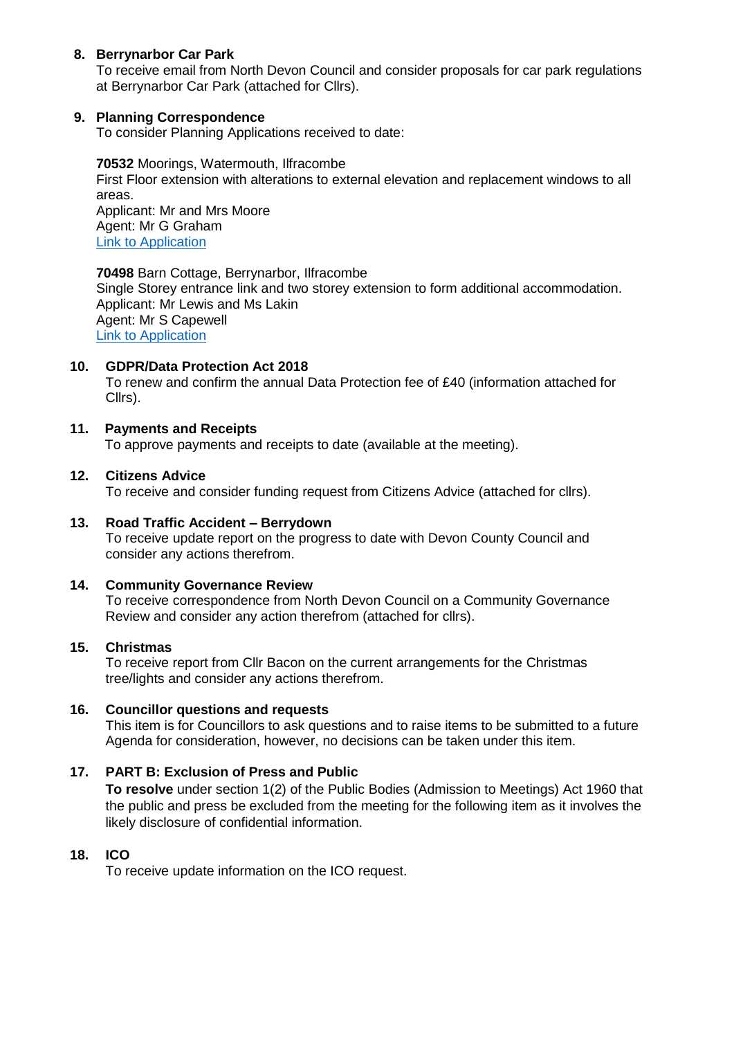**8. Berrynarbor Car Park**
To receive email from North Devon Council and consider proposals for car park regulations at Berrynarbor Car Park (attached for Cllrs).

**9. Planning Correspondence**
To consider Planning Applications received to date:

**70532** Moorings, Watermouth, Ilfracombe
First Floor extension with alterations to external elevation and replacement windows to all areas.
Applicant: Mr and Mrs Moore
Agent: Mr G Graham
Link to Application

**70498** Barn Cottage, Berrynarbor, Ilfracombe
Single Storey entrance link and two storey extension to form additional accommodation.
Applicant: Mr Lewis and Ms Lakin
Agent: Mr S Capewell
Link to Application

**10. GDPR/Data Protection Act 2018**
To renew and confirm the annual Data Protection fee of £40 (information attached for Cllrs).

**11. Payments and Receipts**
To approve payments and receipts to date (available at the meeting).

**12. Citizens Advice**
To receive and consider funding request from Citizens Advice (attached for cllrs).

**13. Road Traffic Accident – Berrydown**
To receive update report on the progress to date with Devon County Council and consider any actions therefrom.

**14. Community Governance Review**
To receive correspondence from North Devon Council on a Community Governance Review and consider any action therefrom (attached for cllrs).

**15. Christmas**
To receive report from Cllr Bacon on the current arrangements for the Christmas tree/lights and consider any actions therefrom.

**16. Councillor questions and requests**
This item is for Councillors to ask questions and to raise items to be submitted to a future Agenda for consideration, however, no decisions can be taken under this item.

**17. PART B: Exclusion of Press and Public**
**To resolve** under section 1(2) of the Public Bodies (Admission to Meetings) Act 1960 that the public and press be excluded from the meeting for the following item as it involves the likely disclosure of confidential information.

**18. ICO**
To receive update information on the ICO request.